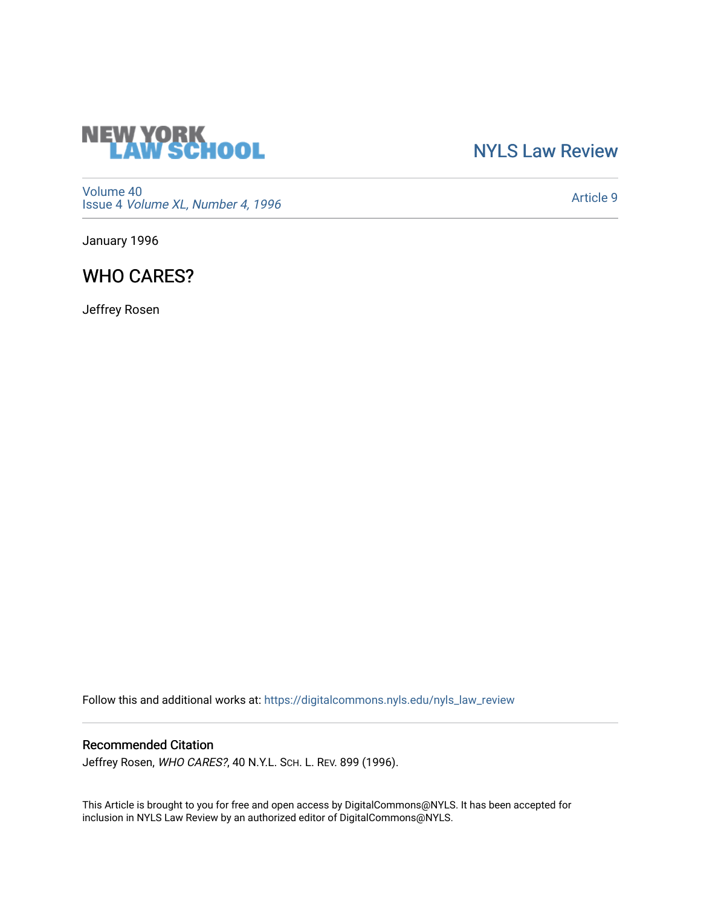NEW YORK LAW SCHOOL

NYLS Law Review

Volume 40
Issue 4 *Volume XL, Number 4, 1996*

Article 9

January 1996

# WHO CARES?

Jeffrey Rosen

Follow this and additional works at: https://digitalcommons.nyls.edu/nyls_law_review

## Recommended Citation

Jeffrey Rosen, *WHO CARES?*, 40 N.Y.L. SCH. L. REV. 899 (1996).

This Article is brought to you for free and open access by DigitalCommons@NYLS. It has been accepted for inclusion in NYLS Law Review by an authorized editor of DigitalCommons@NYLS.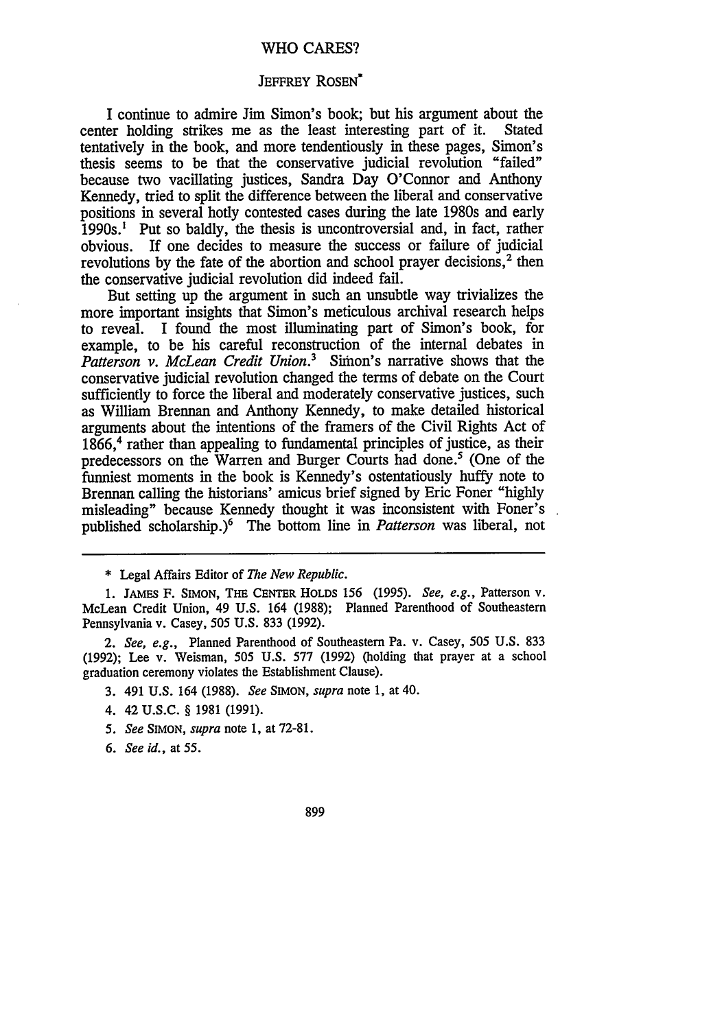# WHO CARES?

## JEFFREY ROSEN*

I continue to admire Jim Simon's book; but his argument about the center holding strikes me as the least interesting part of it. Stated tentatively in the book, and more tendentiously in these pages, Simon's thesis seems to be that the conservative judicial revolution "failed" because two vacillating justices, Sandra Day O'Connor and Anthony Kennedy, tried to split the difference between the liberal and conservative positions in several hotly contested cases during the late 1980s and early 1990s.[1] Put so baldly, the thesis is uncontroversial and, in fact, rather obvious. If one decides to measure the success or failure of judicial revolutions by the fate of the abortion and school prayer decisions,[2] then the conservative judicial revolution did indeed fail.

But setting up the argument in such an unsubtle way trivializes the more important insights that Simon's meticulous archival research helps to reveal. I found the most illuminating part of Simon's book, for example, to be his careful reconstruction of the internal debates in *Patterson v. McLean Credit Union*.[3] Simon's narrative shows that the conservative judicial revolution changed the terms of debate on the Court sufficiently to force the liberal and moderately conservative justices, such as William Brennan and Anthony Kennedy, to make detailed historical arguments about the intentions of the framers of the Civil Rights Act of 1866,[4] rather than appealing to fundamental principles of justice, as their predecessors on the Warren and Burger Courts had done.[5] (One of the funniest moments in the book is Kennedy's ostentatiously huffy note to Brennan calling the historians' amicus brief signed by Eric Foner "highly misleading" because Kennedy thought it was inconsistent with Foner's published scholarship.)[6] The bottom line in *Patterson* was liberal, not

---

\* Legal Affairs Editor of *The New Republic*.

1. JAMES F. SIMON, THE CENTER HOLDS 156 (1995). *See, e.g.*, Patterson v. McLean Credit Union, 49 U.S. 164 (1988); Planned Parenthood of Southeastern Pennsylvania v. Casey, 505 U.S. 833 (1992).

2. *See, e.g.*, Planned Parenthood of Southeastern Pa. v. Casey, 505 U.S. 833 (1992); Lee v. Weisman, 505 U.S. 577 (1992) (holding that prayer at a school graduation ceremony violates the Establishment Clause).

3. 491 U.S. 164 (1988). *See* SIMON, *supra* note 1, at 40.

4. 42 U.S.C. § 1981 (1991).

5. *See* SIMON, *supra* note 1, at 72-81.

6. *See id.*, at 55.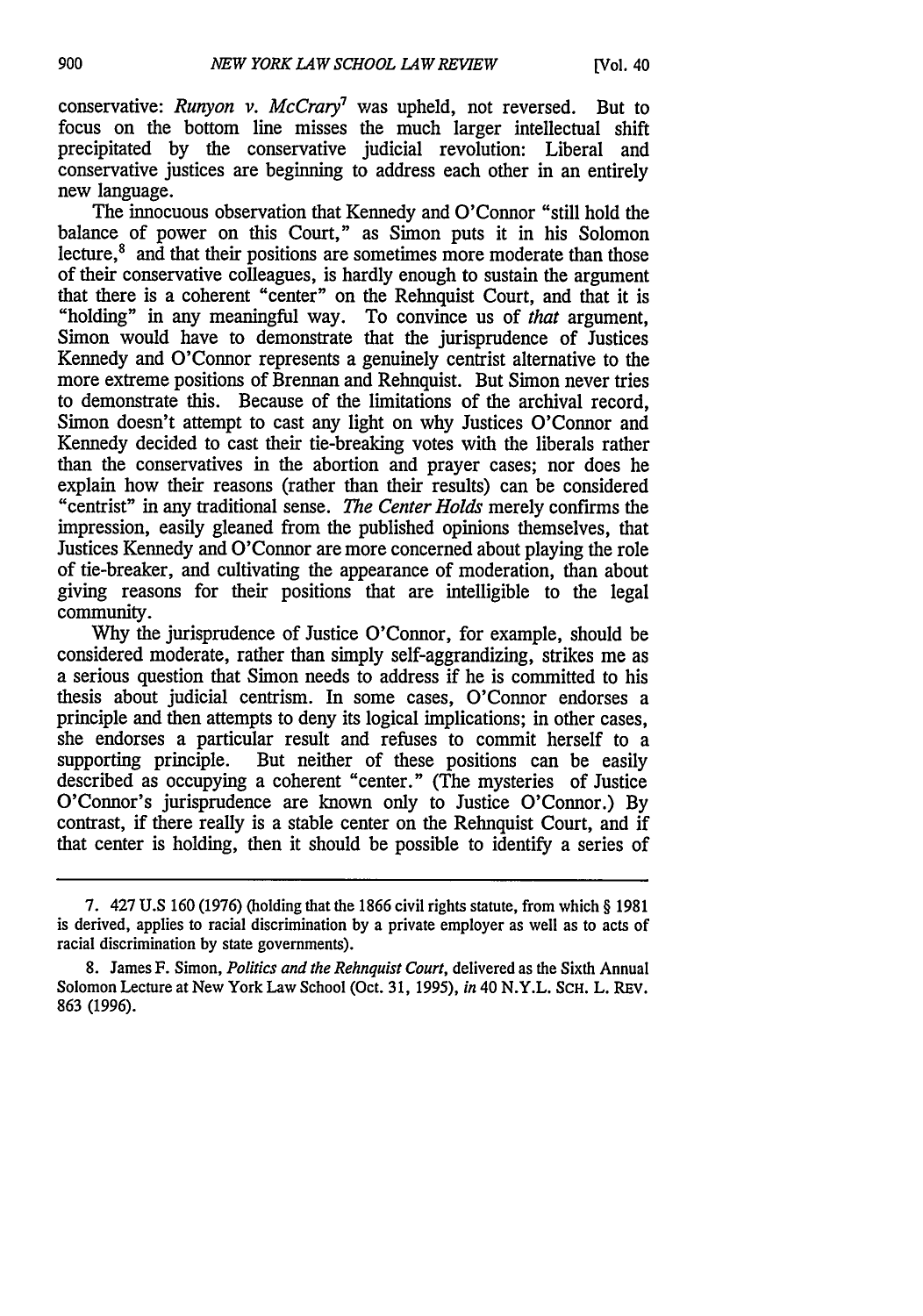conservative: *Runyon v. McCrary*[7] was upheld, not reversed. But to focus on the bottom line misses the much larger intellectual shift precipitated by the conservative judicial revolution: Liberal and conservative justices are beginning to address each other in an entirely new language.

The innocuous observation that Kennedy and O'Connor "still hold the balance of power on this Court," as Simon puts it in his Solomon lecture,[8] and that their positions are sometimes more moderate than those of their conservative colleagues, is hardly enough to sustain the argument that there is a coherent "center" on the Rehnquist Court, and that it is "holding" in any meaningful way. To convince us of *that* argument, Simon would have to demonstrate that the jurisprudence of Justices Kennedy and O'Connor represents a genuinely centrist alternative to the more extreme positions of Brennan and Rehnquist. But Simon never tries to demonstrate this. Because of the limitations of the archival record, Simon doesn't attempt to cast any light on why Justices O'Connor and Kennedy decided to cast their tie-breaking votes with the liberals rather than the conservatives in the abortion and prayer cases; nor does he explain how their reasons (rather than their results) can be considered "centrist" in any traditional sense. *The Center Holds* merely confirms the impression, easily gleaned from the published opinions themselves, that Justices Kennedy and O'Connor are more concerned about playing the role of tie-breaker, and cultivating the appearance of moderation, than about giving reasons for their positions that are intelligible to the legal community.

Why the jurisprudence of Justice O'Connor, for example, should be considered moderate, rather than simply self-aggrandizing, strikes me as a serious question that Simon needs to address if he is committed to his thesis about judicial centrism. In some cases, O'Connor endorses a principle and then attempts to deny its logical implications; in other cases, she endorses a particular result and refuses to commit herself to a supporting principle. But neither of these positions can be easily described as occupying a coherent "center." (The mysteries of Justice O'Connor's jurisprudence are known only to Justice O'Connor.) By contrast, if there really is a stable center on the Rehnquist Court, and if that center is holding, then it should be possible to identify a series of

---

7. 427 U.S 160 (1976) (holding that the 1866 civil rights statute, from which § 1981 is derived, applies to racial discrimination by a private employer as well as to acts of racial discrimination by state governments).

8. James F. Simon, *Politics and the Rehnquist Court*, delivered as the Sixth Annual Solomon Lecture at New York Law School (Oct. 31, 1995), *in* 40 N.Y.L. SCH. L. REV. 863 (1996).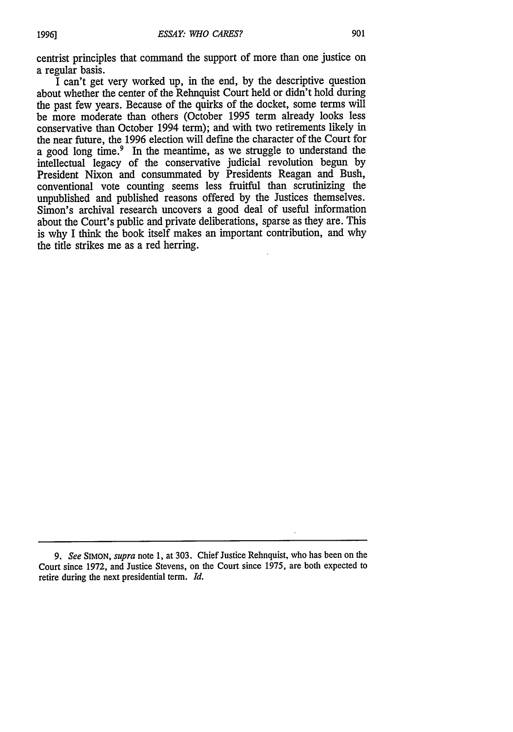centrist principles that command the support of more than one justice on a regular basis.

I can't get very worked up, in the end, by the descriptive question about whether the center of the Rehnquist Court held or didn't hold during the past few years. Because of the quirks of the docket, some terms will be more moderate than others (October 1995 term already looks less conservative than October 1994 term); and with two retirements likely in the near future, the 1996 election will define the character of the Court for a good long time.[9] In the meantime, as we struggle to understand the intellectual legacy of the conservative judicial revolution begun by President Nixon and consummated by Presidents Reagan and Bush, conventional vote counting seems less fruitful than scrutinizing the unpublished and published reasons offered by the Justices themselves. Simon's archival research uncovers a good deal of useful information about the Court's public and private deliberations, sparse as they are. This is why I think the book itself makes an important contribution, and why the title strikes me as a red herring.

---

9. *See* SIMON, *supra* note 1, at 303. Chief Justice Rehnquist, who has been on the Court since 1972, and Justice Stevens, on the Court since 1975, are both expected to retire during the next presidential term. *Id.*